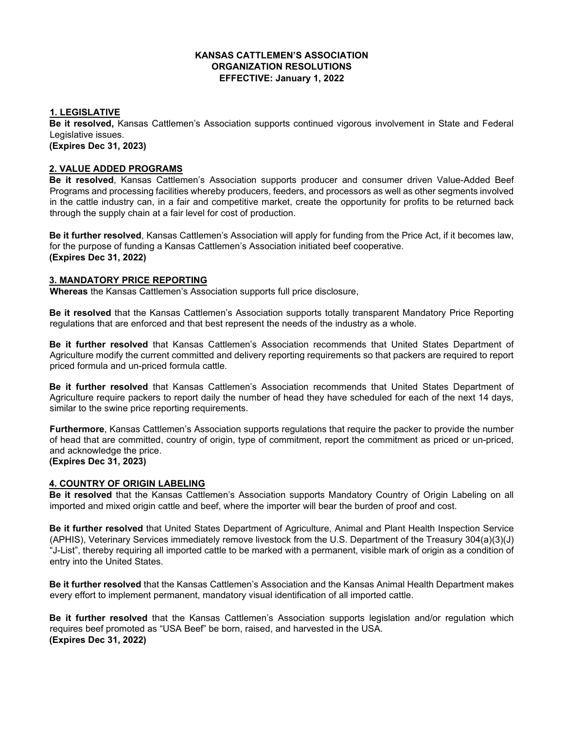**KANSAS CATTLEMEN'S ASSOCIATION**
**ORGANIZATION RESOLUTIONS**
**EFFECTIVE: January 1, 2022**

## 1. LEGISLATIVE

**Be it resolved,** Kansas Cattlemen's Association supports continued vigorous involvement in State and Federal Legislative issues.
**(Expires Dec 31, 2023)**

## 2. VALUE ADDED PROGRAMS

**Be it resolved**, Kansas Cattlemen's Association supports producer and consumer driven Value-Added Beef Programs and processing facilities whereby producers, feeders, and processors as well as other segments involved in the cattle industry can, in a fair and competitive market, create the opportunity for profits to be returned back through the supply chain at a fair level for cost of production.

**Be it further resolved**, Kansas Cattlemen's Association will apply for funding from the Price Act, if it becomes law, for the purpose of funding a Kansas Cattlemen's Association initiated beef cooperative.
**(Expires Dec 31, 2022)**

## 3. MANDATORY PRICE REPORTING

**Whereas** the Kansas Cattlemen's Association supports full price disclosure,

**Be it resolved** that the Kansas Cattlemen's Association supports totally transparent Mandatory Price Reporting regulations that are enforced and that best represent the needs of the industry as a whole.

**Be it further resolved** that Kansas Cattlemen's Association recommends that United States Department of Agriculture modify the current committed and delivery reporting requirements so that packers are required to report priced formula and un-priced formula cattle.

**Be it further resolved** that Kansas Cattlemen's Association recommends that United States Department of Agriculture require packers to report daily the number of head they have scheduled for each of the next 14 days, similar to the swine price reporting requirements.

**Furthermore**, Kansas Cattlemen's Association supports regulations that require the packer to provide the number of head that are committed, country of origin, type of commitment, report the commitment as priced or un-priced, and acknowledge the price.
**(Expires Dec 31, 2023)**

## 4. COUNTRY OF ORIGIN LABELING

**Be it resolved** that the Kansas Cattlemen's Association supports Mandatory Country of Origin Labeling on all imported and mixed origin cattle and beef, where the importer will bear the burden of proof and cost.

**Be it further resolved** that United States Department of Agriculture, Animal and Plant Health Inspection Service (APHIS), Veterinary Services immediately remove livestock from the U.S. Department of the Treasury 304(a)(3)(J) "J-List", thereby requiring all imported cattle to be marked with a permanent, visible mark of origin as a condition of entry into the United States.

**Be it further resolved** that the Kansas Cattlemen's Association and the Kansas Animal Health Department makes every effort to implement permanent, mandatory visual identification of all imported cattle.

**Be it further resolved** that the Kansas Cattlemen's Association supports legislation and/or regulation which requires beef promoted as "USA Beef" be born, raised, and harvested in the USA.
**(Expires Dec 31, 2022)**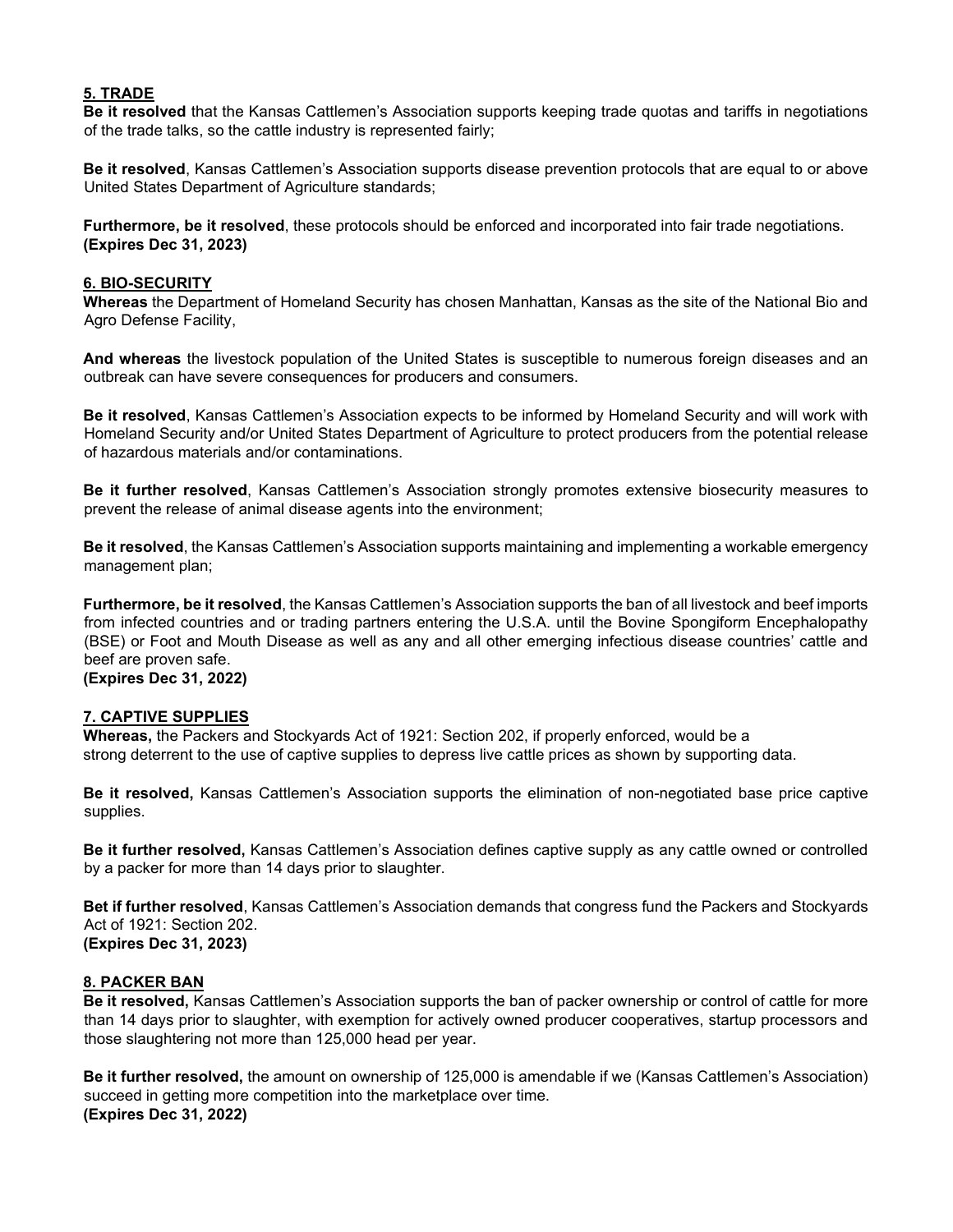## 5. TRADE

**Be it resolved** that the Kansas Cattlemen's Association supports keeping trade quotas and tariffs in negotiations of the trade talks, so the cattle industry is represented fairly;

**Be it resolved**, Kansas Cattlemen's Association supports disease prevention protocols that are equal to or above United States Department of Agriculture standards;

**Furthermore, be it resolved**, these protocols should be enforced and incorporated into fair trade negotiations.
**(Expires Dec 31, 2023)**

## 6. BIO-SECURITY

**Whereas** the Department of Homeland Security has chosen Manhattan, Kansas as the site of the National Bio and Agro Defense Facility,

**And whereas** the livestock population of the United States is susceptible to numerous foreign diseases and an outbreak can have severe consequences for producers and consumers.

**Be it resolved**, Kansas Cattlemen's Association expects to be informed by Homeland Security and will work with Homeland Security and/or United States Department of Agriculture to protect producers from the potential release of hazardous materials and/or contaminations.

**Be it further resolved**, Kansas Cattlemen's Association strongly promotes extensive biosecurity measures to prevent the release of animal disease agents into the environment;

**Be it resolved**, the Kansas Cattlemen's Association supports maintaining and implementing a workable emergency management plan;

**Furthermore, be it resolved**, the Kansas Cattlemen's Association supports the ban of all livestock and beef imports from infected countries and or trading partners entering the U.S.A. until the Bovine Spongiform Encephalopathy (BSE) or Foot and Mouth Disease as well as any and all other emerging infectious disease countries' cattle and beef are proven safe.
**(Expires Dec 31, 2022)**

## 7. CAPTIVE SUPPLIES

**Whereas,** the Packers and Stockyards Act of 1921: Section 202, if properly enforced, would be a strong deterrent to the use of captive supplies to depress live cattle prices as shown by supporting data.

**Be it resolved,** Kansas Cattlemen's Association supports the elimination of non-negotiated base price captive supplies.

**Be it further resolved,** Kansas Cattlemen's Association defines captive supply as any cattle owned or controlled by a packer for more than 14 days prior to slaughter.

**Bet if further resolved**, Kansas Cattlemen's Association demands that congress fund the Packers and Stockyards Act of 1921: Section 202.
**(Expires Dec 31, 2023)**

## 8. PACKER BAN

**Be it resolved,** Kansas Cattlemen's Association supports the ban of packer ownership or control of cattle for more than 14 days prior to slaughter, with exemption for actively owned producer cooperatives, startup processors and those slaughtering not more than 125,000 head per year.

**Be it further resolved,** the amount on ownership of 125,000 is amendable if we (Kansas Cattlemen's Association) succeed in getting more competition into the marketplace over time.
**(Expires Dec 31, 2022)**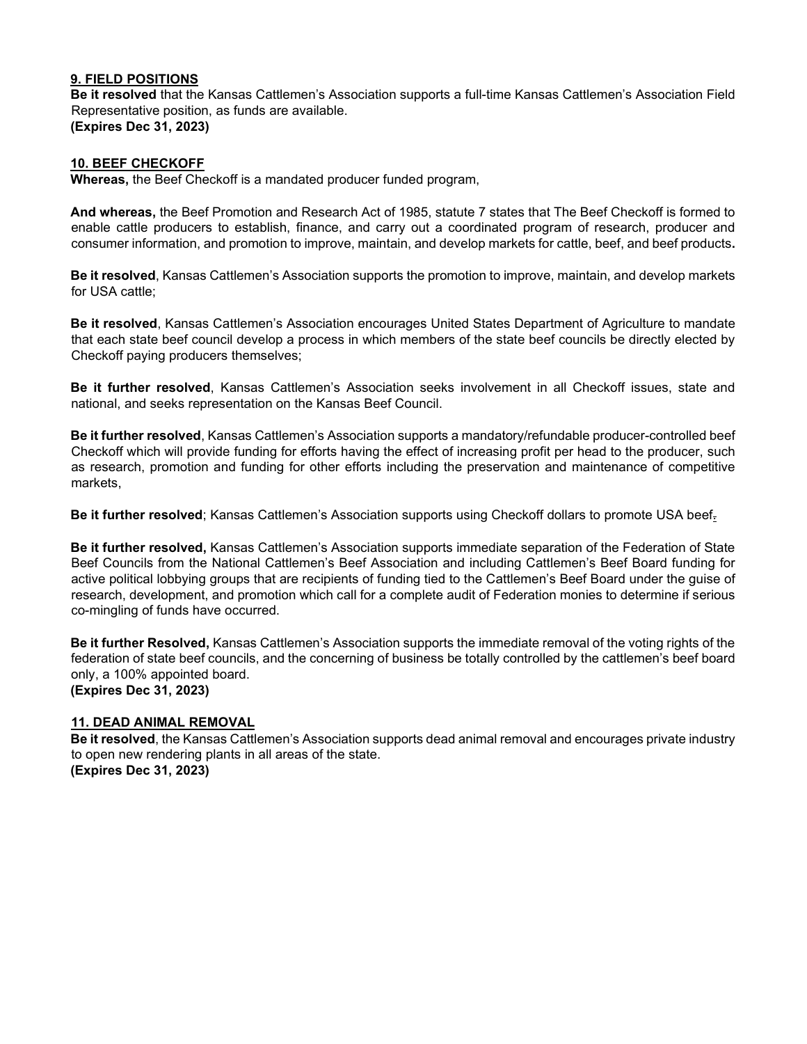**9. FIELD POSITIONS**

**Be it resolved** that the Kansas Cattlemen's Association supports a full-time Kansas Cattlemen's Association Field Representative position, as funds are available.
**(Expires Dec 31, 2023)**

**10. BEEF CHECKOFF**

**Whereas,** the Beef Checkoff is a mandated producer funded program,

**And whereas,** the Beef Promotion and Research Act of 1985, statute 7 states that The Beef Checkoff is formed to enable cattle producers to establish, finance, and carry out a coordinated program of research, producer and consumer information, and promotion to improve, maintain, and develop markets for cattle, beef, and beef products**.**

**Be it resolved**, Kansas Cattlemen's Association supports the promotion to improve, maintain, and develop markets for USA cattle;

**Be it resolved**, Kansas Cattlemen's Association encourages United States Department of Agriculture to mandate that each state beef council develop a process in which members of the state beef councils be directly elected by Checkoff paying producers themselves;

**Be it further resolved**, Kansas Cattlemen's Association seeks involvement in all Checkoff issues, state and national, and seeks representation on the Kansas Beef Council.

**Be it further resolved**, Kansas Cattlemen's Association supports a mandatory/refundable producer-controlled beef Checkoff which will provide funding for efforts having the effect of increasing profit per head to the producer, such as research, promotion and funding for other efforts including the preservation and maintenance of competitive markets,

**Be it further resolved**; Kansas Cattlemen's Association supports using Checkoff dollars to promote USA beef.

**Be it further resolved,** Kansas Cattlemen's Association supports immediate separation of the Federation of State Beef Councils from the National Cattlemen's Beef Association and including Cattlemen's Beef Board funding for active political lobbying groups that are recipients of funding tied to the Cattlemen's Beef Board under the guise of research, development, and promotion which call for a complete audit of Federation monies to determine if serious co-mingling of funds have occurred.

**Be it further Resolved,** Kansas Cattlemen's Association supports the immediate removal of the voting rights of the federation of state beef councils, and the concerning of business be totally controlled by the cattlemen's beef board only, a 100% appointed board.
**(Expires Dec 31, 2023)**

**11. DEAD ANIMAL REMOVAL**

**Be it resolved**, the Kansas Cattlemen's Association supports dead animal removal and encourages private industry to open new rendering plants in all areas of the state.
**(Expires Dec 31, 2023)**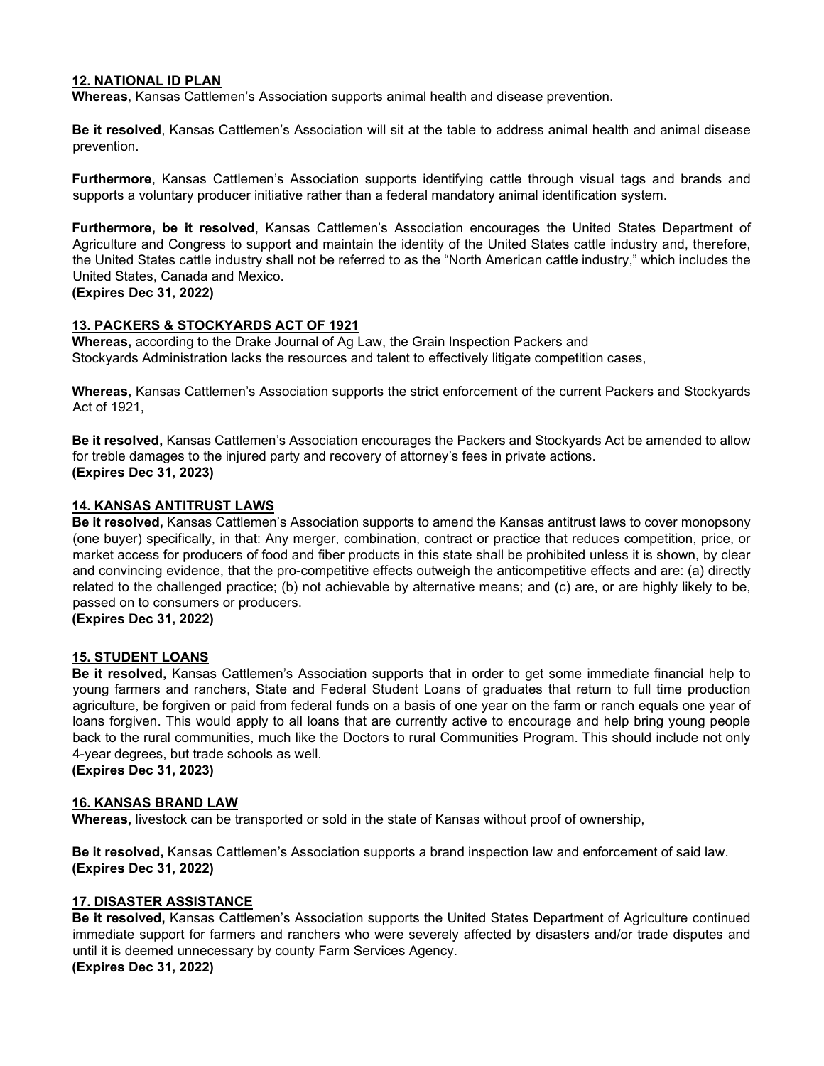## 12. NATIONAL ID PLAN

**Whereas**, Kansas Cattlemen's Association supports animal health and disease prevention.

**Be it resolved**, Kansas Cattlemen's Association will sit at the table to address animal health and animal disease prevention.

**Furthermore**, Kansas Cattlemen's Association supports identifying cattle through visual tags and brands and supports a voluntary producer initiative rather than a federal mandatory animal identification system.

**Furthermore, be it resolved**, Kansas Cattlemen's Association encourages the United States Department of Agriculture and Congress to support and maintain the identity of the United States cattle industry and, therefore, the United States cattle industry shall not be referred to as the "North American cattle industry," which includes the United States, Canada and Mexico.

**(Expires Dec 31, 2022)**

## 13. PACKERS & STOCKYARDS ACT OF 1921

**Whereas,** according to the Drake Journal of Ag Law, the Grain Inspection Packers and Stockyards Administration lacks the resources and talent to effectively litigate competition cases,

**Whereas,** Kansas Cattlemen's Association supports the strict enforcement of the current Packers and Stockyards Act of 1921,

**Be it resolved,** Kansas Cattlemen's Association encourages the Packers and Stockyards Act be amended to allow for treble damages to the injured party and recovery of attorney's fees in private actions.

**(Expires Dec 31, 2023)**

## 14. KANSAS ANTITRUST LAWS

**Be it resolved,** Kansas Cattlemen's Association supports to amend the Kansas antitrust laws to cover monopsony (one buyer) specifically, in that: Any merger, combination, contract or practice that reduces competition, price, or market access for producers of food and fiber products in this state shall be prohibited unless it is shown, by clear and convincing evidence, that the pro-competitive effects outweigh the anticompetitive effects and are: (a) directly related to the challenged practice; (b) not achievable by alternative means; and (c) are, or are highly likely to be, passed on to consumers or producers.

**(Expires Dec 31, 2022)**

## 15. STUDENT LOANS

**Be it resolved,** Kansas Cattlemen's Association supports that in order to get some immediate financial help to young farmers and ranchers, State and Federal Student Loans of graduates that return to full time production agriculture, be forgiven or paid from federal funds on a basis of one year on the farm or ranch equals one year of loans forgiven. This would apply to all loans that are currently active to encourage and help bring young people back to the rural communities, much like the Doctors to rural Communities Program. This should include not only 4-year degrees, but trade schools as well.

**(Expires Dec 31, 2023)**

## 16. KANSAS BRAND LAW

**Whereas,** livestock can be transported or sold in the state of Kansas without proof of ownership,

**Be it resolved,** Kansas Cattlemen's Association supports a brand inspection law and enforcement of said law.

**(Expires Dec 31, 2022)**

## 17. DISASTER ASSISTANCE

**Be it resolved,** Kansas Cattlemen's Association supports the United States Department of Agriculture continued immediate support for farmers and ranchers who were severely affected by disasters and/or trade disputes and until it is deemed unnecessary by county Farm Services Agency.

**(Expires Dec 31, 2022)**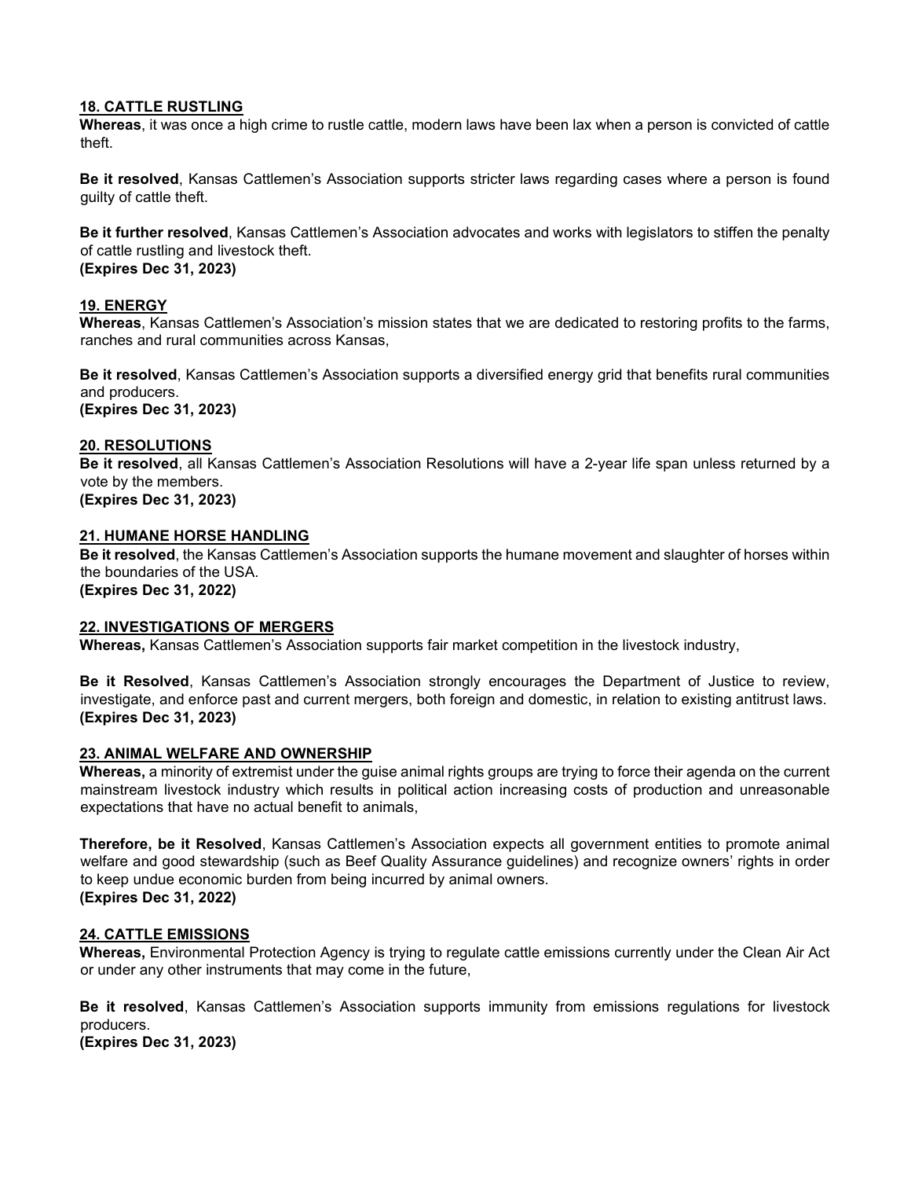## 18. CATTLE RUSTLING

**Whereas**, it was once a high crime to rustle cattle, modern laws have been lax when a person is convicted of cattle theft.

**Be it resolved**, Kansas Cattlemen's Association supports stricter laws regarding cases where a person is found guilty of cattle theft.

**Be it further resolved**, Kansas Cattlemen's Association advocates and works with legislators to stiffen the penalty of cattle rustling and livestock theft.
**(Expires Dec 31, 2023)**

## 19. ENERGY

**Whereas**, Kansas Cattlemen's Association's mission states that we are dedicated to restoring profits to the farms, ranches and rural communities across Kansas,

**Be it resolved**, Kansas Cattlemen's Association supports a diversified energy grid that benefits rural communities and producers.
**(Expires Dec 31, 2023)**

## 20. RESOLUTIONS

**Be it resolved**, all Kansas Cattlemen's Association Resolutions will have a 2-year life span unless returned by a vote by the members.
**(Expires Dec 31, 2023)**

## 21. HUMANE HORSE HANDLING

**Be it resolved**, the Kansas Cattlemen's Association supports the humane movement and slaughter of horses within the boundaries of the USA.
**(Expires Dec 31, 2022)**

## 22. INVESTIGATIONS OF MERGERS

**Whereas,** Kansas Cattlemen's Association supports fair market competition in the livestock industry,

**Be it Resolved**, Kansas Cattlemen's Association strongly encourages the Department of Justice to review, investigate, and enforce past and current mergers, both foreign and domestic, in relation to existing antitrust laws.
**(Expires Dec 31, 2023)**

## 23. ANIMAL WELFARE AND OWNERSHIP

**Whereas,** a minority of extremist under the guise animal rights groups are trying to force their agenda on the current mainstream livestock industry which results in political action increasing costs of production and unreasonable expectations that have no actual benefit to animals,

**Therefore, be it Resolved**, Kansas Cattlemen's Association expects all government entities to promote animal welfare and good stewardship (such as Beef Quality Assurance guidelines) and recognize owners' rights in order to keep undue economic burden from being incurred by animal owners.
**(Expires Dec 31, 2022)**

## 24. CATTLE EMISSIONS

**Whereas,** Environmental Protection Agency is trying to regulate cattle emissions currently under the Clean Air Act or under any other instruments that may come in the future,

**Be it resolved**, Kansas Cattlemen's Association supports immunity from emissions regulations for livestock producers.
**(Expires Dec 31, 2023)**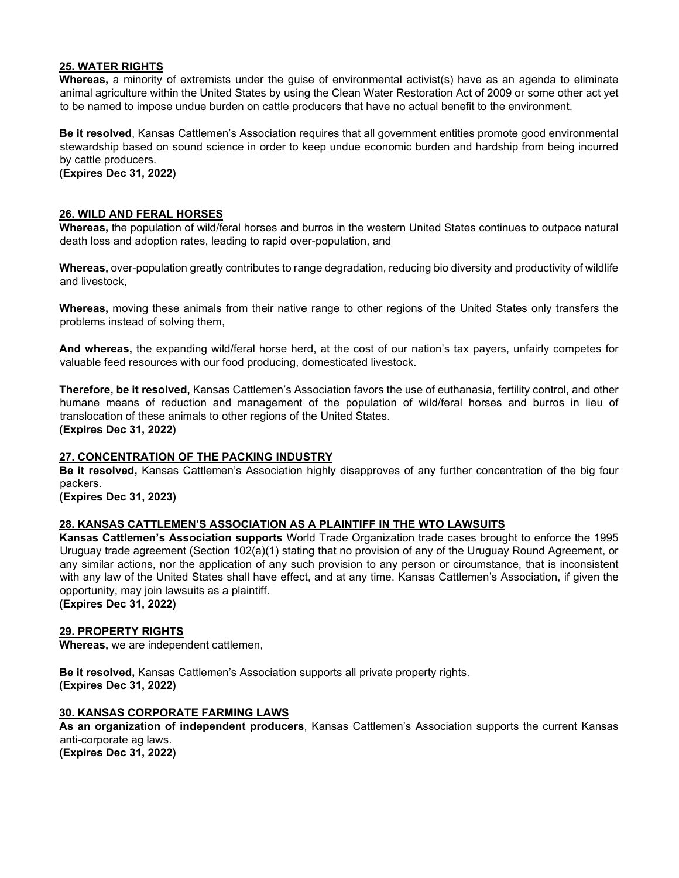## 25. WATER RIGHTS

**Whereas,** a minority of extremists under the guise of environmental activist(s) have as an agenda to eliminate animal agriculture within the United States by using the Clean Water Restoration Act of 2009 or some other act yet to be named to impose undue burden on cattle producers that have no actual benefit to the environment.

**Be it resolved**, Kansas Cattlemen's Association requires that all government entities promote good environmental stewardship based on sound science in order to keep undue economic burden and hardship from being incurred by cattle producers.
**(Expires Dec 31, 2022)**

## 26. WILD AND FERAL HORSES

**Whereas,** the population of wild/feral horses and burros in the western United States continues to outpace natural death loss and adoption rates, leading to rapid over-population, and

**Whereas,** over-population greatly contributes to range degradation, reducing bio diversity and productivity of wildlife and livestock,

**Whereas,** moving these animals from their native range to other regions of the United States only transfers the problems instead of solving them,

**And whereas,** the expanding wild/feral horse herd, at the cost of our nation's tax payers, unfairly competes for valuable feed resources with our food producing, domesticated livestock.

**Therefore, be it resolved,** Kansas Cattlemen's Association favors the use of euthanasia, fertility control, and other humane means of reduction and management of the population of wild/feral horses and burros in lieu of translocation of these animals to other regions of the United States.
**(Expires Dec 31, 2022)**

## 27. CONCENTRATION OF THE PACKING INDUSTRY

**Be it resolved,** Kansas Cattlemen's Association highly disapproves of any further concentration of the big four packers.
**(Expires Dec 31, 2023)**

## 28. KANSAS CATTLEMEN'S ASSOCIATION AS A PLAINTIFF IN THE WTO LAWSUITS

**Kansas Cattlemen's Association supports** World Trade Organization trade cases brought to enforce the 1995 Uruguay trade agreement (Section 102(a)(1) stating that no provision of any of the Uruguay Round Agreement, or any similar actions, nor the application of any such provision to any person or circumstance, that is inconsistent with any law of the United States shall have effect, and at any time. Kansas Cattlemen's Association, if given the opportunity, may join lawsuits as a plaintiff.
**(Expires Dec 31, 2022)**

## 29. PROPERTY RIGHTS

**Whereas,** we are independent cattlemen,

**Be it resolved,** Kansas Cattlemen's Association supports all private property rights.
**(Expires Dec 31, 2022)**

## 30. KANSAS CORPORATE FARMING LAWS

**As an organization of independent producers**, Kansas Cattlemen's Association supports the current Kansas anti-corporate ag laws.
**(Expires Dec 31, 2022)**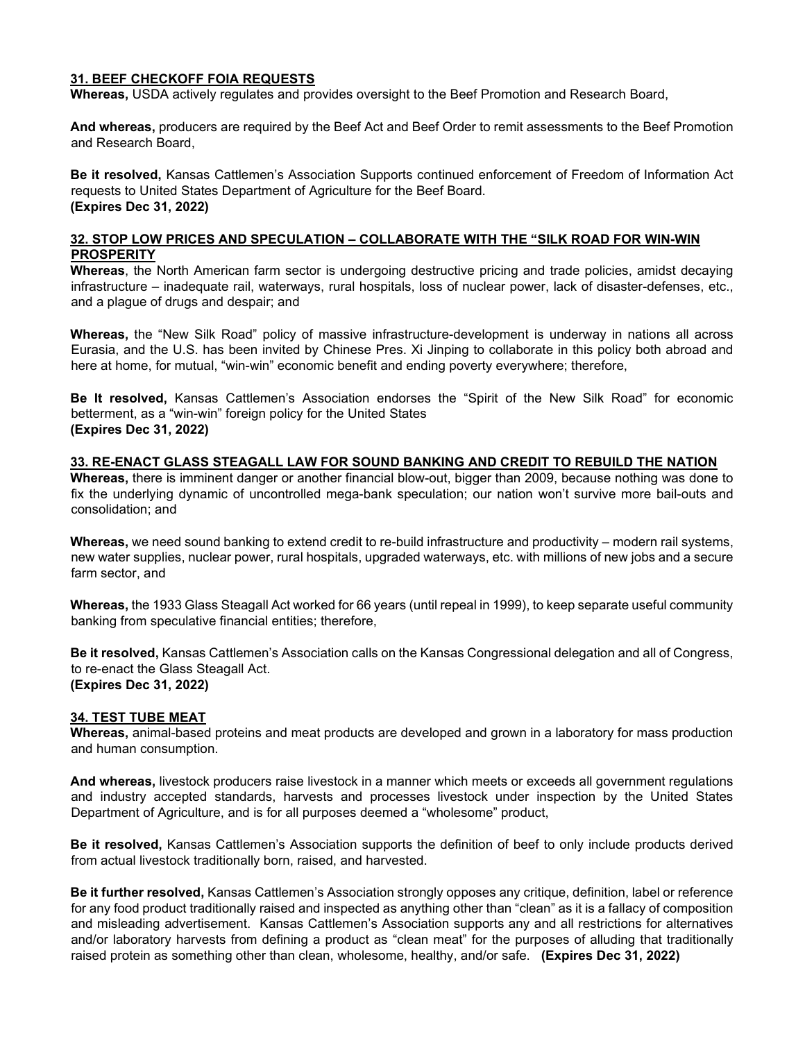### 31. BEEF CHECKOFF FOIA REQUESTS

**Whereas,** USDA actively regulates and provides oversight to the Beef Promotion and Research Board,

**And whereas,** producers are required by the Beef Act and Beef Order to remit assessments to the Beef Promotion and Research Board,

**Be it resolved,** Kansas Cattlemen's Association Supports continued enforcement of Freedom of Information Act requests to United States Department of Agriculture for the Beef Board.
**(Expires Dec 31, 2022)**

### 32. STOP LOW PRICES AND SPECULATION – COLLABORATE WITH THE "SILK ROAD FOR WIN-WIN PROSPERITY

**Whereas**, the North American farm sector is undergoing destructive pricing and trade policies, amidst decaying infrastructure – inadequate rail, waterways, rural hospitals, loss of nuclear power, lack of disaster-defenses, etc., and a plague of drugs and despair; and

**Whereas,** the "New Silk Road" policy of massive infrastructure-development is underway in nations all across Eurasia, and the U.S. has been invited by Chinese Pres. Xi Jinping to collaborate in this policy both abroad and here at home, for mutual, "win-win" economic benefit and ending poverty everywhere; therefore,

**Be It resolved,** Kansas Cattlemen's Association endorses the "Spirit of the New Silk Road" for economic betterment, as a "win-win" foreign policy for the United States
**(Expires Dec 31, 2022)**

### 33. RE-ENACT GLASS STEAGALL LAW FOR SOUND BANKING AND CREDIT TO REBUILD THE NATION

**Whereas,** there is imminent danger or another financial blow-out, bigger than 2009, because nothing was done to fix the underlying dynamic of uncontrolled mega-bank speculation; our nation won't survive more bail-outs and consolidation; and

**Whereas,** we need sound banking to extend credit to re-build infrastructure and productivity – modern rail systems, new water supplies, nuclear power, rural hospitals, upgraded waterways, etc. with millions of new jobs and a secure farm sector, and

**Whereas,** the 1933 Glass Steagall Act worked for 66 years (until repeal in 1999), to keep separate useful community banking from speculative financial entities; therefore,

**Be it resolved,** Kansas Cattlemen's Association calls on the Kansas Congressional delegation and all of Congress, to re-enact the Glass Steagall Act.
**(Expires Dec 31, 2022)**

### 34. TEST TUBE MEAT

**Whereas,** animal-based proteins and meat products are developed and grown in a laboratory for mass production and human consumption.

**And whereas,** livestock producers raise livestock in a manner which meets or exceeds all government regulations and industry accepted standards, harvests and processes livestock under inspection by the United States Department of Agriculture, and is for all purposes deemed a "wholesome" product,

**Be it resolved,** Kansas Cattlemen's Association supports the definition of beef to only include products derived from actual livestock traditionally born, raised, and harvested.

**Be it further resolved,** Kansas Cattlemen's Association strongly opposes any critique, definition, label or reference for any food product traditionally raised and inspected as anything other than "clean" as it is a fallacy of composition and misleading advertisement. Kansas Cattlemen's Association supports any and all restrictions for alternatives and/or laboratory harvests from defining a product as "clean meat" for the purposes of alluding that traditionally raised protein as something other than clean, wholesome, healthy, and/or safe. **(Expires Dec 31, 2022)**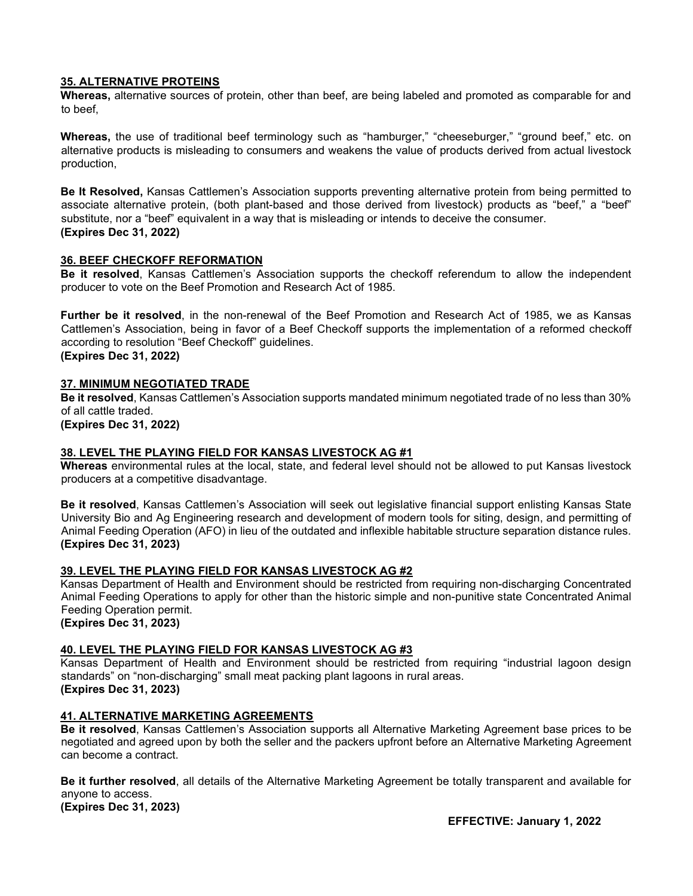### 35. ALTERNATIVE PROTEINS

**Whereas,** alternative sources of protein, other than beef, are being labeled and promoted as comparable for and to beef,

**Whereas,** the use of traditional beef terminology such as "hamburger," "cheeseburger," "ground beef," etc. on alternative products is misleading to consumers and weakens the value of products derived from actual livestock production,

**Be It Resolved,** Kansas Cattlemen's Association supports preventing alternative protein from being permitted to associate alternative protein, (both plant-based and those derived from livestock) products as "beef," a "beef" substitute, nor a "beef" equivalent in a way that is misleading or intends to deceive the consumer.
**(Expires Dec 31, 2022)**

### 36. BEEF CHECKOFF REFORMATION

**Be it resolved**, Kansas Cattlemen's Association supports the checkoff referendum to allow the independent producer to vote on the Beef Promotion and Research Act of 1985.

**Further be it resolved**, in the non-renewal of the Beef Promotion and Research Act of 1985, we as Kansas Cattlemen's Association, being in favor of a Beef Checkoff supports the implementation of a reformed checkoff according to resolution "Beef Checkoff" guidelines.
**(Expires Dec 31, 2022)**

### 37. MINIMUM NEGOTIATED TRADE

**Be it resolved**, Kansas Cattlemen's Association supports mandated minimum negotiated trade of no less than 30% of all cattle traded.
**(Expires Dec 31, 2022)**

### 38. LEVEL THE PLAYING FIELD FOR KANSAS LIVESTOCK AG #1

**Whereas** environmental rules at the local, state, and federal level should not be allowed to put Kansas livestock producers at a competitive disadvantage.

**Be it resolved**, Kansas Cattlemen's Association will seek out legislative financial support enlisting Kansas State University Bio and Ag Engineering research and development of modern tools for siting, design, and permitting of Animal Feeding Operation (AFO) in lieu of the outdated and inflexible habitable structure separation distance rules.
**(Expires Dec 31, 2023)**

### 39. LEVEL THE PLAYING FIELD FOR KANSAS LIVESTOCK AG #2

Kansas Department of Health and Environment should be restricted from requiring non-discharging Concentrated Animal Feeding Operations to apply for other than the historic simple and non-punitive state Concentrated Animal Feeding Operation permit.
**(Expires Dec 31, 2023)**

### 40. LEVEL THE PLAYING FIELD FOR KANSAS LIVESTOCK AG #3

Kansas Department of Health and Environment should be restricted from requiring "industrial lagoon design standards" on "non-discharging" small meat packing plant lagoons in rural areas.
**(Expires Dec 31, 2023)**

### 41. ALTERNATIVE MARKETING AGREEMENTS

**Be it resolved**, Kansas Cattlemen's Association supports all Alternative Marketing Agreement base prices to be negotiated and agreed upon by both the seller and the packers upfront before an Alternative Marketing Agreement can become a contract.

**Be it further resolved**, all details of the Alternative Marketing Agreement be totally transparent and available for anyone to access.
**(Expires Dec 31, 2023)**

**EFFECTIVE: January 1, 2022**